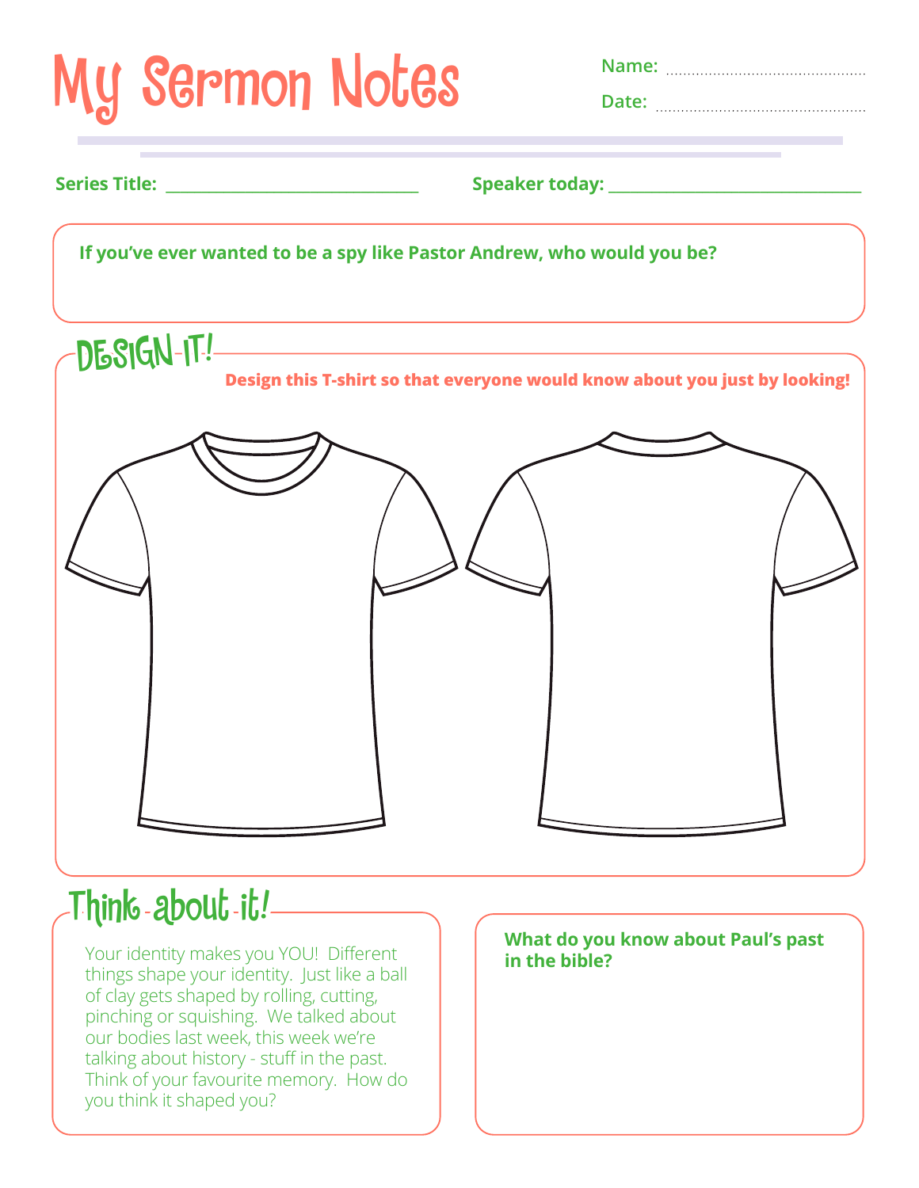# My Sermon Notes

**Name:** ..............................................

**Date:** ..............................................

**Series Title:** ________________________________ **Speaker today:** ________________________________

**If you've ever wanted to be a spy like Pastor Andrew, who would you be?**

## DESIGN IT!

**Design this T-shirt so that everyone would know about you just by looking!**

## Think about it!

Your identity makes you YOU! Different things shape your identity. Just like a ball of clay gets shaped by rolling, cutting, pinching or squishing. We talked about our bodies last week, this week we're talking about history - stuff in the past. Think of your favourite memory. How do you think it shaped you?

**What do you know about Paul's past in the bible?**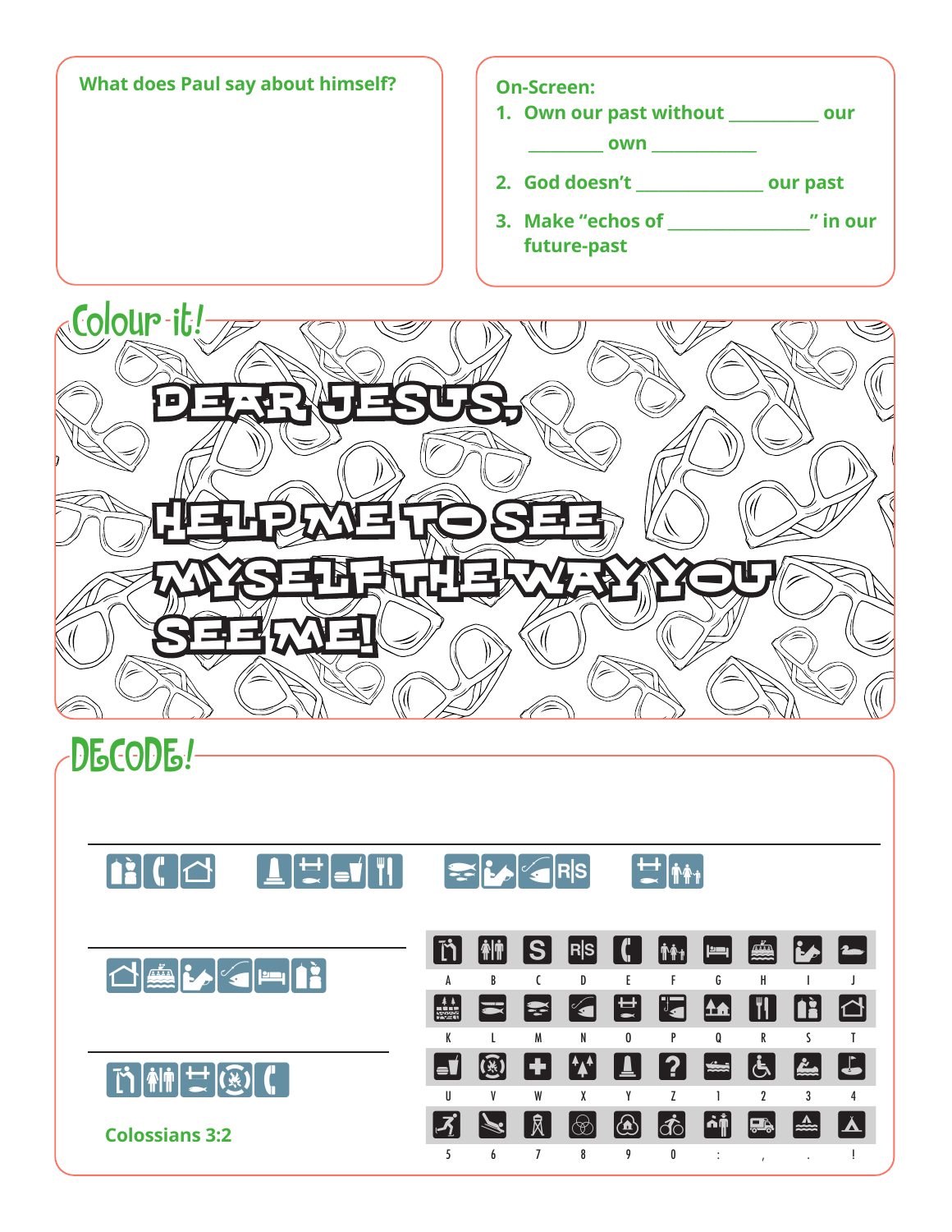**What does Paul say about himself?**

**On-Screen:**

1. Own our past without __________ our __________ own __________
2. God doesn't ______________ our past
3. Make "echos of ________________" in our future-past

## Colour it!

DEAR JESUS,

HELP ME TO SEE MYSELF THE WAY YOU SEE ME!

## DECODE!

___________________________________________

___________________________________________

___________________________________________

**Colossians 3:2**

| | | | | | | | | | |
|---|---|---|---|---|---|---|---|---|---|
| A | B | C | D | E | F | G | H | I | J |
| K | L | M | N | O | P | Q | R | S | T |
| U | V | W | X | Y | Z | 1 | 2 | 3 | 4 |
| 5 | 6 | 7 | 8 | 9 | 0 | : | , | . | ! |